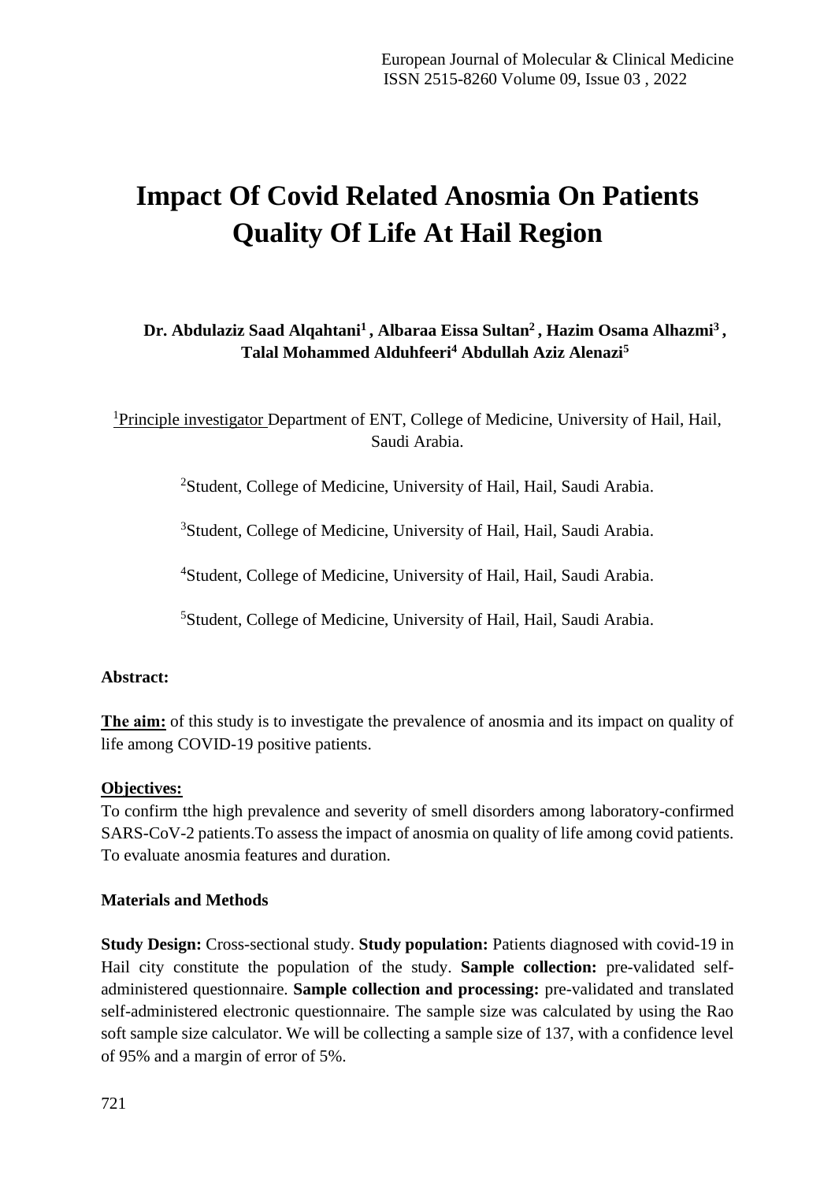# Impact Of Covid Related Anosmia On Patients Quality Of Life At Hail Region

**Dr. Abdulaziz Saad Alqahtani[1] , Albaraa Eissa Sultan[2] , Hazim Osama Alhazmi[3] , Talal Mohammed Alduhfeeri[4] Abdullah Aziz Alenazi[5]**

[1]Principle investigator Department of ENT, College of Medicine, University of Hail, Hail, Saudi Arabia.

[2]Student, College of Medicine, University of Hail, Hail, Saudi Arabia.

[3]Student, College of Medicine, University of Hail, Hail, Saudi Arabia.

[4]Student, College of Medicine, University of Hail, Hail, Saudi Arabia.

[5]Student, College of Medicine, University of Hail, Hail, Saudi Arabia.

**Abstract:**

**The aim:** of this study is to investigate the prevalence of anosmia and its impact on quality of life among COVID-19 positive patients.

**Objectives:**

To confirm tthe high prevalence and severity of smell disorders among laboratory-confirmed SARS-CoV-2 patients.To assess the impact of anosmia on quality of life among covid patients. To evaluate anosmia features and duration.

**Materials and Methods**

**Study Design:** Cross-sectional study. **Study population:** Patients diagnosed with covid-19 in Hail city constitute the population of the study. **Sample collection:** pre-validated self-administered questionnaire. **Sample collection and processing:** pre-validated and translated self-administered electronic questionnaire. The sample size was calculated by using the Rao soft sample size calculator. We will be collecting a sample size of 137, with a confidence level of 95% and a margin of error of 5%.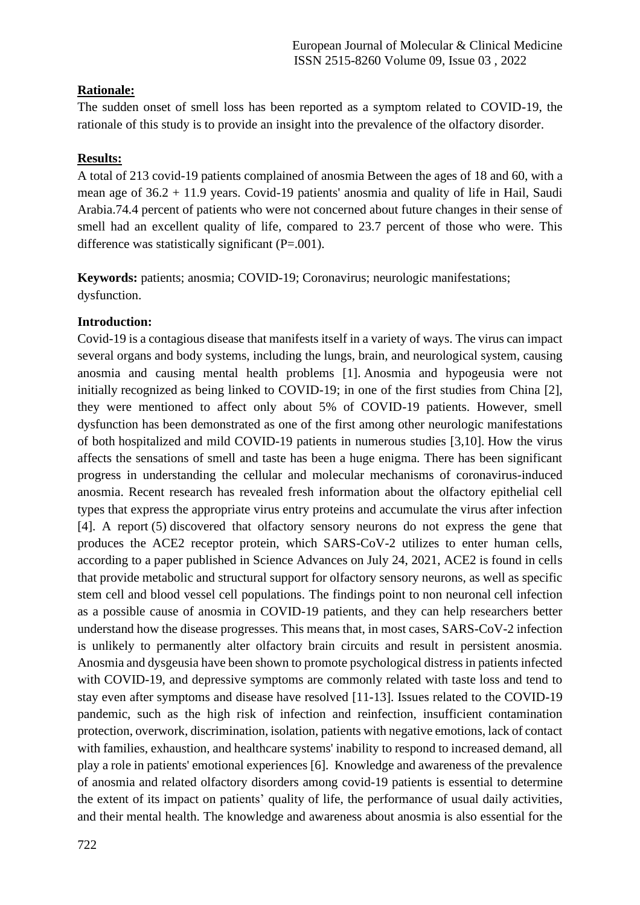**Rationale:**

The sudden onset of smell loss has been reported as a symptom related to COVID-19, the rationale of this study is to provide an insight into the prevalence of the olfactory disorder.

**Results:**

A total of 213 covid-19 patients complained of anosmia Between the ages of 18 and 60, with a mean age of 36.2 + 11.9 years. Covid-19 patients' anosmia and quality of life in Hail, Saudi Arabia.74.4 percent of patients who were not concerned about future changes in their sense of smell had an excellent quality of life, compared to 23.7 percent of those who were. This difference was statistically significant (P=.001).

**Keywords:** patients; anosmia; COVID-19; Coronavirus; neurologic manifestations; dysfunction.

**Introduction:**

Covid-19 is a contagious disease that manifests itself in a variety of ways. The virus can impact several organs and body systems, including the lungs, brain, and neurological system, causing anosmia and causing mental health problems [1]. Anosmia and hypogeusia were not initially recognized as being linked to COVID-19; in one of the first studies from China [2], they were mentioned to affect only about 5% of COVID-19 patients. However, smell dysfunction has been demonstrated as one of the first among other neurologic manifestations of both hospitalized and mild COVID-19 patients in numerous studies [3,10]. How the virus affects the sensations of smell and taste has been a huge enigma. There has been significant progress in understanding the cellular and molecular mechanisms of coronavirus-induced anosmia. Recent research has revealed fresh information about the olfactory epithelial cell types that express the appropriate virus entry proteins and accumulate the virus after infection [4]. A report (5) discovered that olfactory sensory neurons do not express the gene that produces the ACE2 receptor protein, which SARS-CoV-2 utilizes to enter human cells, according to a paper published in Science Advances on July 24, 2021, ACE2 is found in cells that provide metabolic and structural support for olfactory sensory neurons, as well as specific stem cell and blood vessel cell populations. The findings point to non neuronal cell infection as a possible cause of anosmia in COVID-19 patients, and they can help researchers better understand how the disease progresses. This means that, in most cases, SARS-CoV-2 infection is unlikely to permanently alter olfactory brain circuits and result in persistent anosmia. Anosmia and dysgeusia have been shown to promote psychological distress in patients infected with COVID-19, and depressive symptoms are commonly related with taste loss and tend to stay even after symptoms and disease have resolved [11-13]. Issues related to the COVID-19 pandemic, such as the high risk of infection and reinfection, insufficient contamination protection, overwork, discrimination, isolation, patients with negative emotions, lack of contact with families, exhaustion, and healthcare systems' inability to respond to increased demand, all play a role in patients' emotional experiences [6]. Knowledge and awareness of the prevalence of anosmia and related olfactory disorders among covid-19 patients is essential to determine the extent of its impact on patients' quality of life, the performance of usual daily activities, and their mental health. The knowledge and awareness about anosmia is also essential for the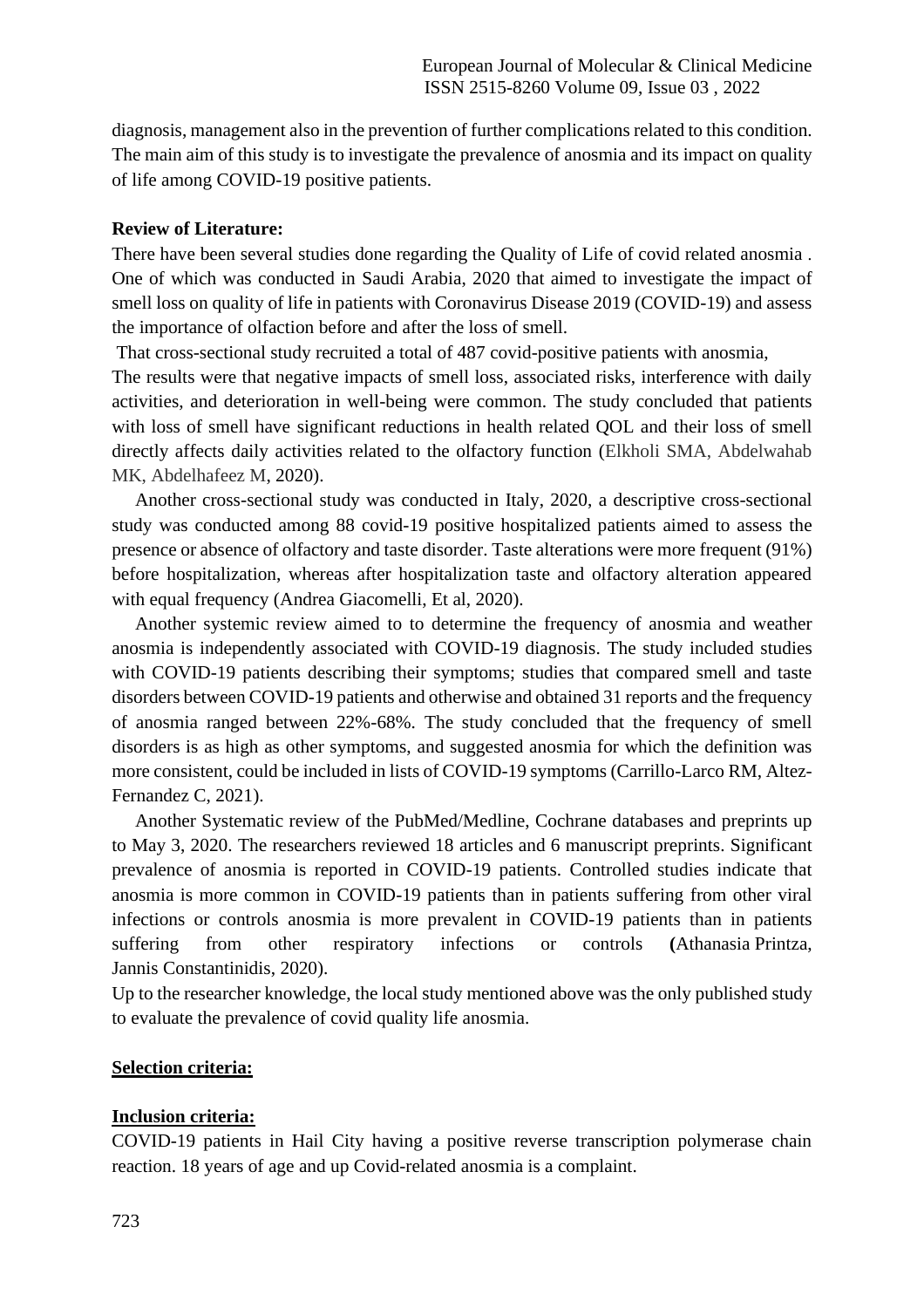diagnosis, management also in the prevention of further complications related to this condition. The main aim of this study is to investigate the prevalence of anosmia and its impact on quality of life among COVID-19 positive patients.

**Review of Literature:**

There have been several studies done regarding the Quality of Life of covid related anosmia . One of which was conducted in Saudi Arabia, 2020 that aimed to investigate the impact of smell loss on quality of life in patients with Coronavirus Disease 2019 (COVID-19) and assess the importance of olfaction before and after the loss of smell.

That cross-sectional study recruited a total of 487 covid-positive patients with anosmia,

The results were that negative impacts of smell loss, associated risks, interference with daily activities, and deterioration in well-being were common. The study concluded that patients with loss of smell have significant reductions in health related QOL and their loss of smell directly affects daily activities related to the olfactory function (Elkholi SMA, Abdelwahab MK, Abdelhafeez M, 2020).

Another cross-sectional study was conducted in Italy, 2020, a descriptive cross-sectional study was conducted among 88 covid-19 positive hospitalized patients aimed to assess the presence or absence of olfactory and taste disorder. Taste alterations were more frequent (91%) before hospitalization, whereas after hospitalization taste and olfactory alteration appeared with equal frequency (Andrea Giacomelli, Et al, 2020).

Another systemic review aimed to to determine the frequency of anosmia and weather anosmia is independently associated with COVID-19 diagnosis. The study included studies with COVID-19 patients describing their symptoms; studies that compared smell and taste disorders between COVID-19 patients and otherwise and obtained 31 reports and the frequency of anosmia ranged between 22%-68%. The study concluded that the frequency of smell disorders is as high as other symptoms, and suggested anosmia for which the definition was more consistent, could be included in lists of COVID-19 symptoms (Carrillo-Larco RM, Altez-Fernandez C, 2021).

Another Systematic review of the PubMed/Medline, Cochrane databases and preprints up to May 3, 2020. The researchers reviewed 18 articles and 6 manuscript preprints. Significant prevalence of anosmia is reported in COVID-19 patients. Controlled studies indicate that anosmia is more common in COVID-19 patients than in patients suffering from other viral infections or controls anosmia is more prevalent in COVID-19 patients than in patients suffering from other respiratory infections or controls (Athanasia Printza, Jannis Constantinidis, 2020).

Up to the researcher knowledge, the local study mentioned above was the only published study to evaluate the prevalence of covid quality life anosmia.

**Selection criteria:**

**Inclusion criteria:**

COVID-19 patients in Hail City having a positive reverse transcription polymerase chain reaction. 18 years of age and up Covid-related anosmia is a complaint.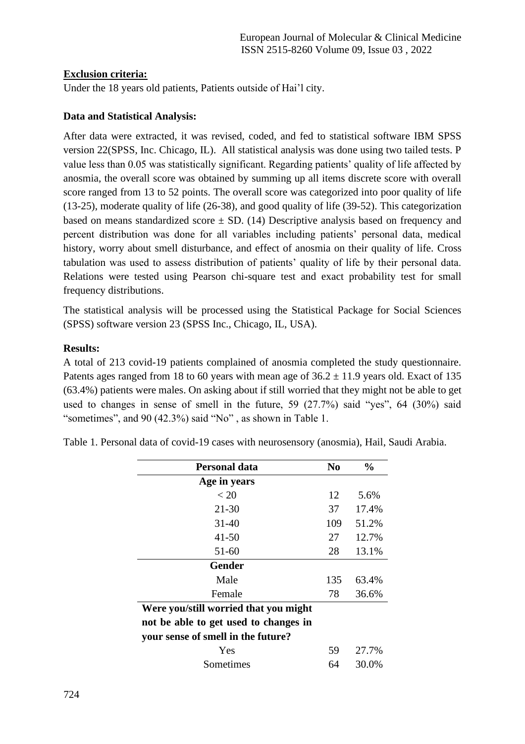**Exclusion criteria:**

Under the 18 years old patients, Patients outside of Hai'l city.

**Data and Statistical Analysis:**

After data were extracted, it was revised, coded, and fed to statistical software IBM SPSS version 22(SPSS, Inc. Chicago, IL). All statistical analysis was done using two tailed tests. P value less than 0.05 was statistically significant. Regarding patients' quality of life affected by anosmia, the overall score was obtained by summing up all items discrete score with overall score ranged from 13 to 52 points. The overall score was categorized into poor quality of life (13-25), moderate quality of life (26-38), and good quality of life (39-52). This categorization based on means standardized score ± SD. (14) Descriptive analysis based on frequency and percent distribution was done for all variables including patients' personal data, medical history, worry about smell disturbance, and effect of anosmia on their quality of life. Cross tabulation was used to assess distribution of patients' quality of life by their personal data. Relations were tested using Pearson chi-square test and exact probability test for small frequency distributions.

The statistical analysis will be processed using the Statistical Package for Social Sciences (SPSS) software version 23 (SPSS Inc., Chicago, IL, USA).

**Results:**

A total of 213 covid-19 patients complained of anosmia completed the study questionnaire. Patents ages ranged from 18 to 60 years with mean age of 36.2 ± 11.9 years old. Exact of 135 (63.4%) patients were males. On asking about if still worried that they might not be able to get used to changes in sense of smell in the future, 59 (27.7%) said "yes", 64 (30%) said "sometimes", and 90 (42.3%) said "No" , as shown in Table 1.

Table 1. Personal data of covid-19 cases with neurosensory (anosmia), Hail, Saudi Arabia.

| Personal data | No | % |
|---|---|---|
| **Age in years** | | |
| < 20 | 12 | 5.6% |
| 21-30 | 37 | 17.4% |
| 31-40 | 109 | 51.2% |
| 41-50 | 27 | 12.7% |
| 51-60 | 28 | 13.1% |
| **Gender** | | |
| Male | 135 | 63.4% |
| Female | 78 | 36.6% |
| **Were you/still worried that you might not be able to get used to changes in your sense of smell in the future?** | | |
| Yes | 59 | 27.7% |
| Sometimes | 64 | 30.0% |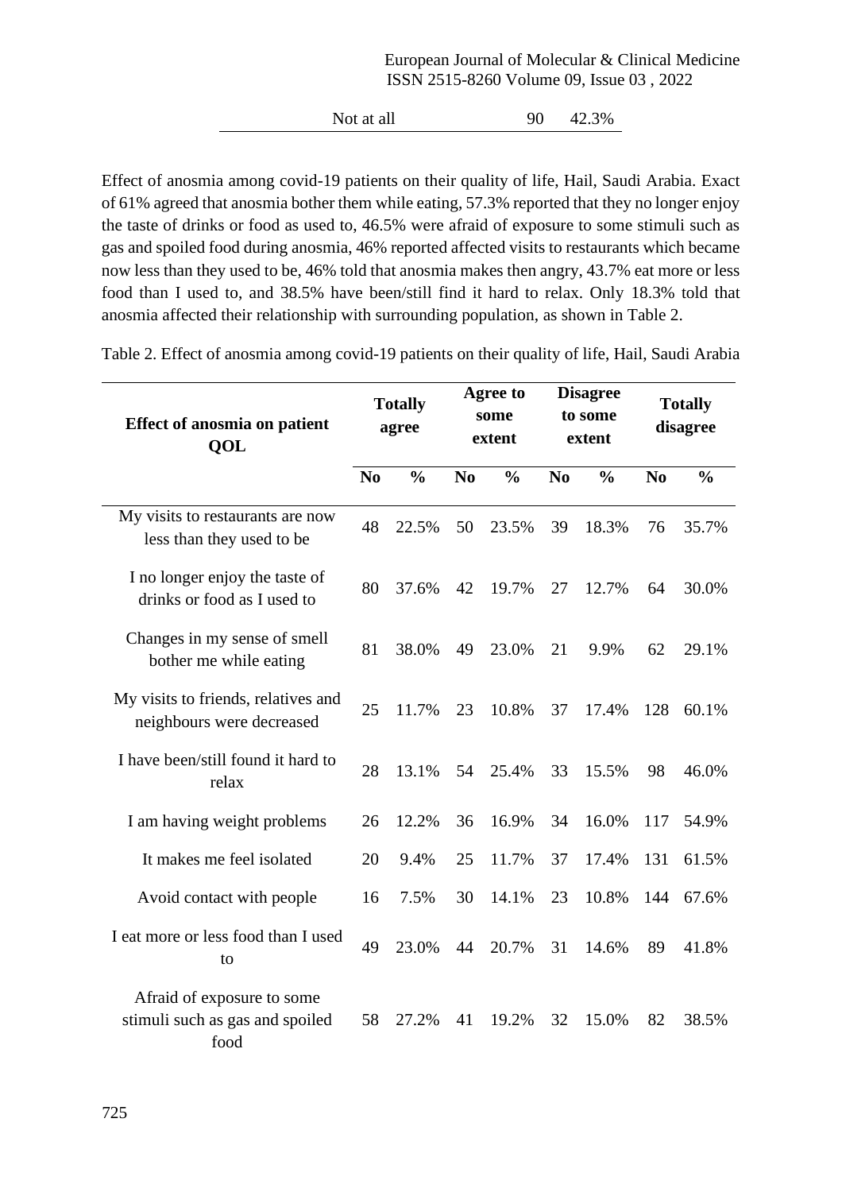| Not at all | 90 | 42.3% |
|---|---|---|

Effect of anosmia among covid-19 patients on their quality of life, Hail, Saudi Arabia. Exact of 61% agreed that anosmia bother them while eating, 57.3% reported that they no longer enjoy the taste of drinks or food as used to, 46.5% were afraid of exposure to some stimuli such as gas and spoiled food during anosmia, 46% reported affected visits to restaurants which became now less than they used to be, 46% told that anosmia makes then angry, 43.7% eat more or less food than I used to, and 38.5% have been/still find it hard to relax. Only 18.3% told that anosmia affected their relationship with surrounding population, as shown in Table 2.

Table 2. Effect of anosmia among covid-19 patients on their quality of life, Hail, Saudi Arabia

| **Effect of anosmia on patient QOL** | **Totally agree** | | **Agree to some extent** | | **Disagree to some extent** | | **Totally disagree** | |
|---|---|---|---|---|---|---|---|---|
| | **No** | **%** | **No** | **%** | **No** | **%** | **No** | **%** |
| My visits to restaurants are now less than they used to be | 48 | 22.5% | 50 | 23.5% | 39 | 18.3% | 76 | 35.7% |
| I no longer enjoy the taste of drinks or food as I used to | 80 | 37.6% | 42 | 19.7% | 27 | 12.7% | 64 | 30.0% |
| Changes in my sense of smell bother me while eating | 81 | 38.0% | 49 | 23.0% | 21 | 9.9% | 62 | 29.1% |
| My visits to friends, relatives and neighbours were decreased | 25 | 11.7% | 23 | 10.8% | 37 | 17.4% | 128 | 60.1% |
| I have been/still found it hard to relax | 28 | 13.1% | 54 | 25.4% | 33 | 15.5% | 98 | 46.0% |
| I am having weight problems | 26 | 12.2% | 36 | 16.9% | 34 | 16.0% | 117 | 54.9% |
| It makes me feel isolated | 20 | 9.4% | 25 | 11.7% | 37 | 17.4% | 131 | 61.5% |
| Avoid contact with people | 16 | 7.5% | 30 | 14.1% | 23 | 10.8% | 144 | 67.6% |
| I eat more or less food than I used to | 49 | 23.0% | 44 | 20.7% | 31 | 14.6% | 89 | 41.8% |
| Afraid of exposure to some stimuli such as gas and spoiled food | 58 | 27.2% | 41 | 19.2% | 32 | 15.0% | 82 | 38.5% |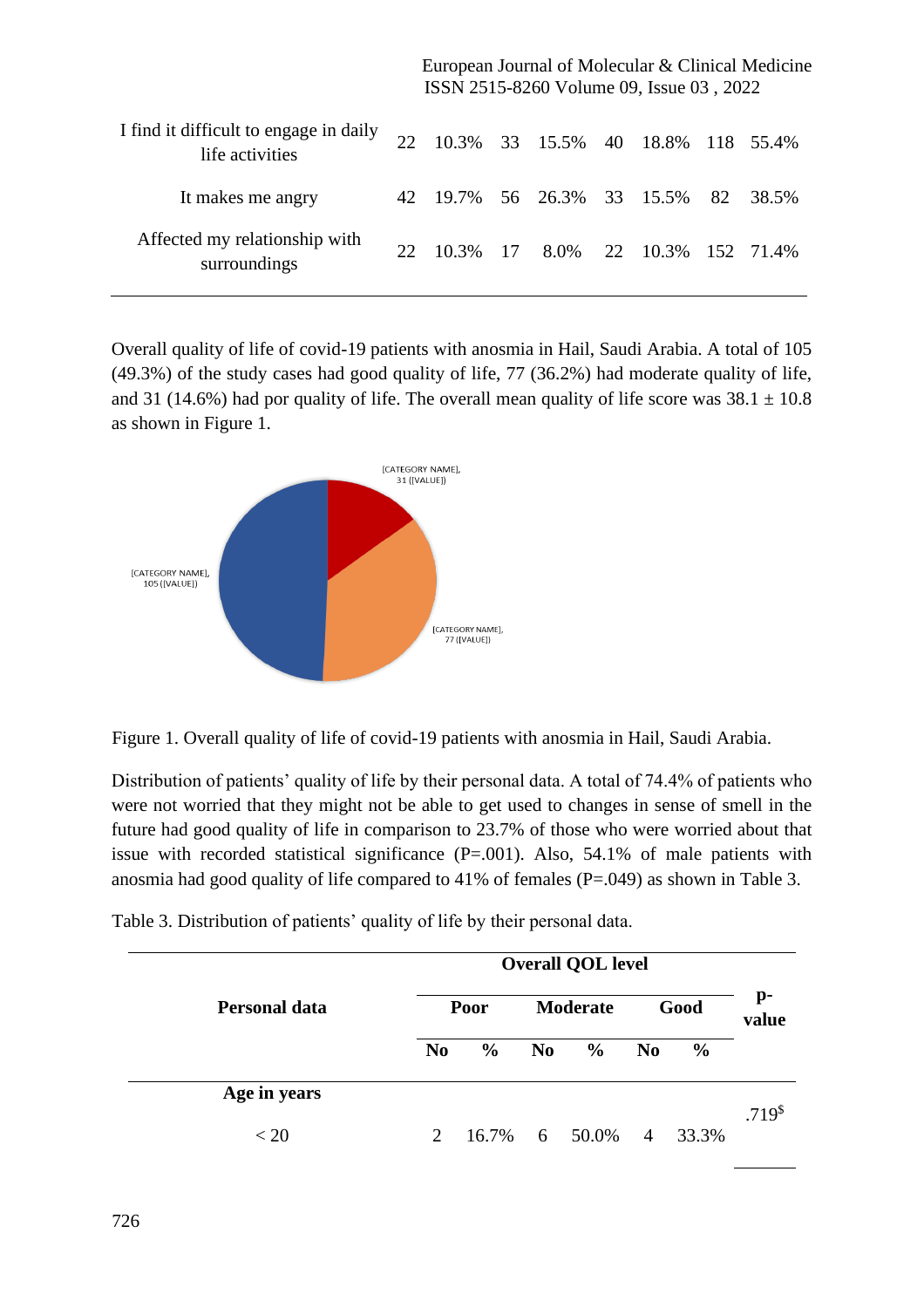| | | | | | | | | |
|---|---|---|---|---|---|---|---|---|
| I find it difficult to engage in daily life activities | 22 | 10.3% | 33 | 15.5% | 40 | 18.8% | 118 | 55.4% |
| It makes me angry | 42 | 19.7% | 56 | 26.3% | 33 | 15.5% | 82 | 38.5% |
| Affected my relationship with surroundings | 22 | 10.3% | 17 | 8.0% | 22 | 10.3% | 152 | 71.4% |

Overall quality of life of covid-19 patients with anosmia in Hail, Saudi Arabia. A total of 105 (49.3%) of the study cases had good quality of life, 77 (36.2%) had moderate quality of life, and 31 (14.6%) had por quality of life. The overall mean quality of life score was 38.1 ± 10.8 as shown in Figure 1.

Figure 1. Overall quality of life of covid-19 patients with anosmia in Hail, Saudi Arabia.

Distribution of patients' quality of life by their personal data. A total of 74.4% of patients who were not worried that they might not be able to get used to changes in sense of smell in the future had good quality of life in comparison to 23.7% of those who were worried about that issue with recorded statistical significance (P=.001). Also, 54.1% of male patients with anosmia had good quality of life compared to 41% of females (P=.049) as shown in Table 3.

Table 3. Distribution of patients' quality of life by their personal data.

| Personal data | Overall QOL level | | | | | | p-value |
|---|---|---|---|---|---|---|---|
| | Poor | | Moderate | | Good | | |
| | No | % | No | % | No | % | |
| **Age in years** | | | | | | | .719$ |
| < 20 | 2 | 16.7% | 6 | 50.0% | 4 | 33.3% | |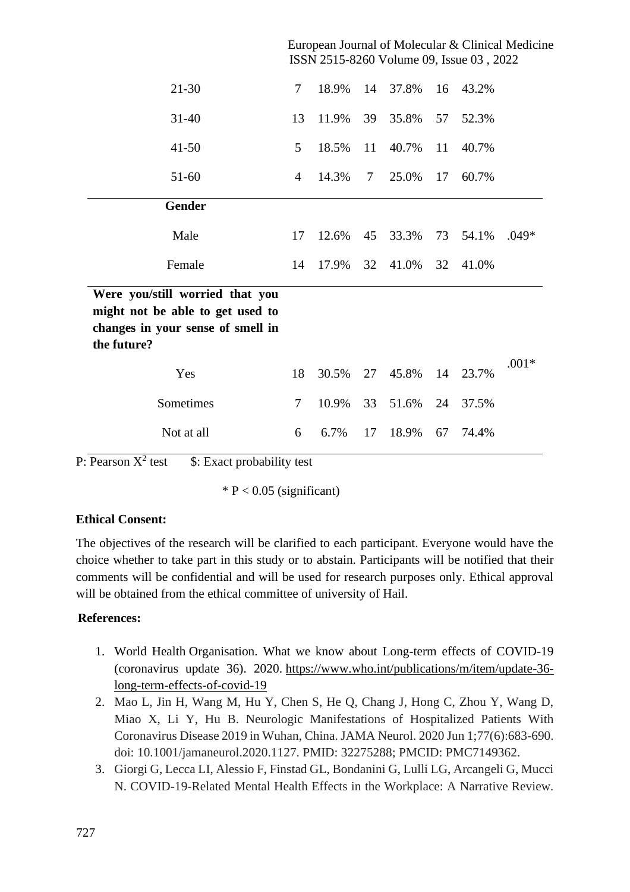| | | | | | | | |
|---|---|---|---|---|---|---|---|
| 21-30 | 7 | 18.9% | 14 | 37.8% | 16 | 43.2% | |
| 31-40 | 13 | 11.9% | 39 | 35.8% | 57 | 52.3% | |
| 41-50 | 5 | 18.5% | 11 | 40.7% | 11 | 40.7% | |
| 51-60 | 4 | 14.3% | 7 | 25.0% | 17 | 60.7% | |
| **Gender** | | | | | | | |
| Male | 17 | 12.6% | 45 | 33.3% | 73 | 54.1% | .049* |
| Female | 14 | 17.9% | 32 | 41.0% | 32 | 41.0% | |
| **Were you/still worried that you might not be able to get used to changes in your sense of smell in the future?** | | | | | | | |
| Yes | 18 | 30.5% | 27 | 45.8% | 14 | 23.7% | .001* |
| Sometimes | 7 | 10.9% | 33 | 51.6% | 24 | 37.5% | |
| Not at all | 6 | 6.7% | 17 | 18.9% | 67 | 74.4% | |

P: Pearson $X^2$ test    $: Exact probability test

* $P < 0.05$ (significant)

**Ethical Consent:**

The objectives of the research will be clarified to each participant. Everyone would have the choice whether to take part in this study or to abstain. Participants will be notified that their comments will be confidential and will be used for research purposes only. Ethical approval will be obtained from the ethical committee of university of Hail.

**References:**

1. World Health Organisation. What we know about Long-term effects of COVID-19 (coronavirus update 36). 2020. https://www.who.int/publications/m/item/update-36-long-term-effects-of-covid-19
2. Mao L, Jin H, Wang M, Hu Y, Chen S, He Q, Chang J, Hong C, Zhou Y, Wang D, Miao X, Li Y, Hu B. Neurologic Manifestations of Hospitalized Patients With Coronavirus Disease 2019 in Wuhan, China. JAMA Neurol. 2020 Jun 1;77(6):683-690. doi: 10.1001/jamaneurol.2020.1127. PMID: 32275288; PMCID: PMC7149362.
3. Giorgi G, Lecca LI, Alessio F, Finstad GL, Bondanini G, Lulli LG, Arcangeli G, Mucci N. COVID-19-Related Mental Health Effects in the Workplace: A Narrative Review.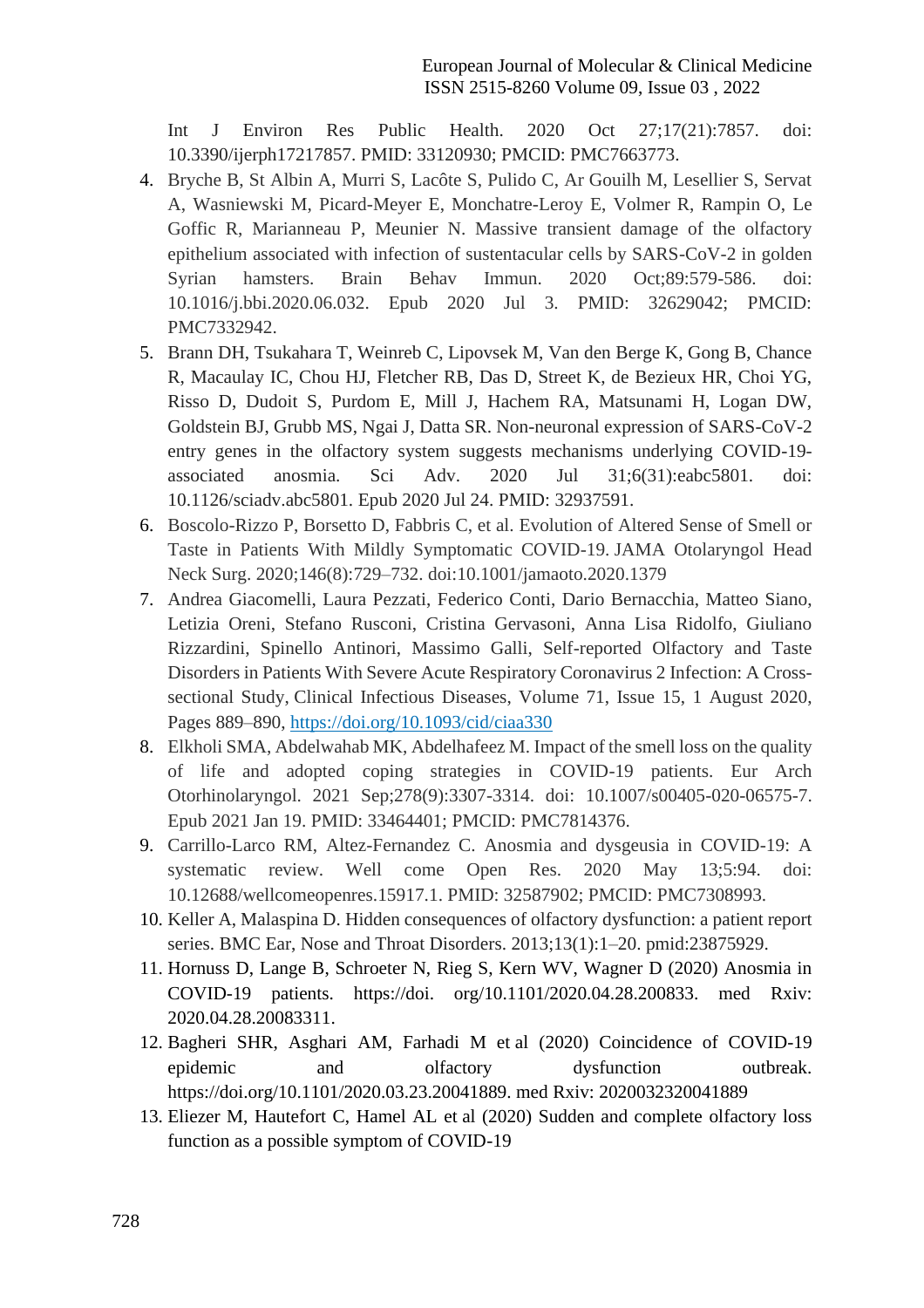Int J Environ Res Public Health. 2020 Oct 27;17(21):7857. doi: 10.3390/ijerph17217857. PMID: 33120930; PMCID: PMC7663773.

4. Bryche B, St Albin A, Murri S, Lacôte S, Pulido C, Ar Gouilh M, Lesellier S, Servat A, Wasniewski M, Picard-Meyer E, Monchatre-Leroy E, Volmer R, Rampin O, Le Goffic R, Marianneau P, Meunier N. Massive transient damage of the olfactory epithelium associated with infection of sustentacular cells by SARS-CoV-2 in golden Syrian hamsters. Brain Behav Immun. 2020 Oct;89:579-586. doi: 10.1016/j.bbi.2020.06.032. Epub 2020 Jul 3. PMID: 32629042; PMCID: PMC7332942.
5. Brann DH, Tsukahara T, Weinreb C, Lipovsek M, Van den Berge K, Gong B, Chance R, Macaulay IC, Chou HJ, Fletcher RB, Das D, Street K, de Bezieux HR, Choi YG, Risso D, Dudoit S, Purdom E, Mill J, Hachem RA, Matsunami H, Logan DW, Goldstein BJ, Grubb MS, Ngai J, Datta SR. Non-neuronal expression of SARS-CoV-2 entry genes in the olfactory system suggests mechanisms underlying COVID-19-associated anosmia. Sci Adv. 2020 Jul 31;6(31):eabc5801. doi: 10.1126/sciadv.abc5801. Epub 2020 Jul 24. PMID: 32937591.
6. Boscolo-Rizzo P, Borsetto D, Fabbris C, et al. Evolution of Altered Sense of Smell or Taste in Patients With Mildly Symptomatic COVID-19. JAMA Otolaryngol Head Neck Surg. 2020;146(8):729–732. doi:10.1001/jamaoto.2020.1379
7. Andrea Giacomelli, Laura Pezzati, Federico Conti, Dario Bernacchia, Matteo Siano, Letizia Oreni, Stefano Rusconi, Cristina Gervasoni, Anna Lisa Ridolfo, Giuliano Rizzardini, Spinello Antinori, Massimo Galli, Self-reported Olfactory and Taste Disorders in Patients With Severe Acute Respiratory Coronavirus 2 Infection: A Cross-sectional Study, Clinical Infectious Diseases, Volume 71, Issue 15, 1 August 2020, Pages 889–890, https://doi.org/10.1093/cid/ciaa330
8. Elkholi SMA, Abdelwahab MK, Abdelhafeez M. Impact of the smell loss on the quality of life and adopted coping strategies in COVID-19 patients. Eur Arch Otorhinolaryngol. 2021 Sep;278(9):3307-3314. doi: 10.1007/s00405-020-06575-7. Epub 2021 Jan 19. PMID: 33464401; PMCID: PMC7814376.
9. Carrillo-Larco RM, Altez-Fernandez C. Anosmia and dysgeusia in COVID-19: A systematic review. Well come Open Res. 2020 May 13;5:94. doi: 10.12688/wellcomeopenres.15917.1. PMID: 32587902; PMCID: PMC7308993.
10. Keller A, Malaspina D. Hidden consequences of olfactory dysfunction: a patient report series. BMC Ear, Nose and Throat Disorders. 2013;13(1):1–20. pmid:23875929.
11. Hornuss D, Lange B, Schroeter N, Rieg S, Kern WV, Wagner D (2020) Anosmia in COVID-19 patients. https://doi. org/10.1101/2020.04.28.200833. med Rxiv: 2020.04.28.20083311.
12. Bagheri SHR, Asghari AM, Farhadi M et al (2020) Coincidence of COVID-19 epidemic and olfactory dysfunction outbreak. https://doi.org/10.1101/2020.03.23.20041889. med Rxiv: 2020032320041889
13. Eliezer M, Hautefort C, Hamel AL et al (2020) Sudden and complete olfactory loss function as a possible symptom of COVID-19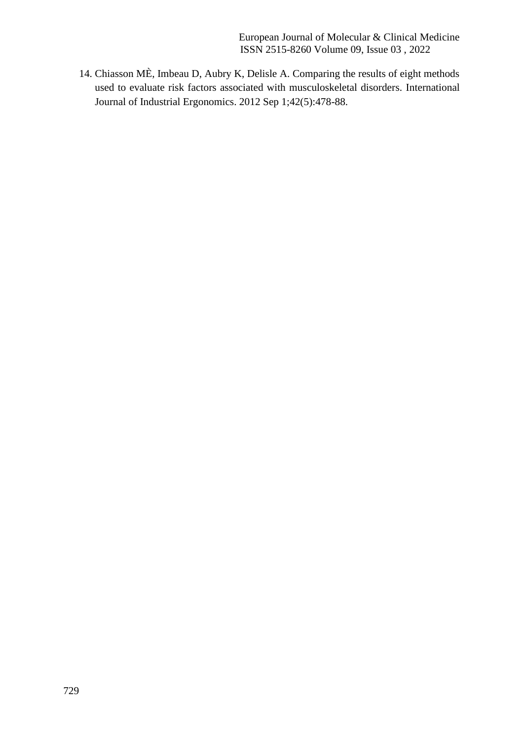14. Chiasson MÈ, Imbeau D, Aubry K, Delisle A. Comparing the results of eight methods used to evaluate risk factors associated with musculoskeletal disorders. International Journal of Industrial Ergonomics. 2012 Sep 1;42(5):478-88.